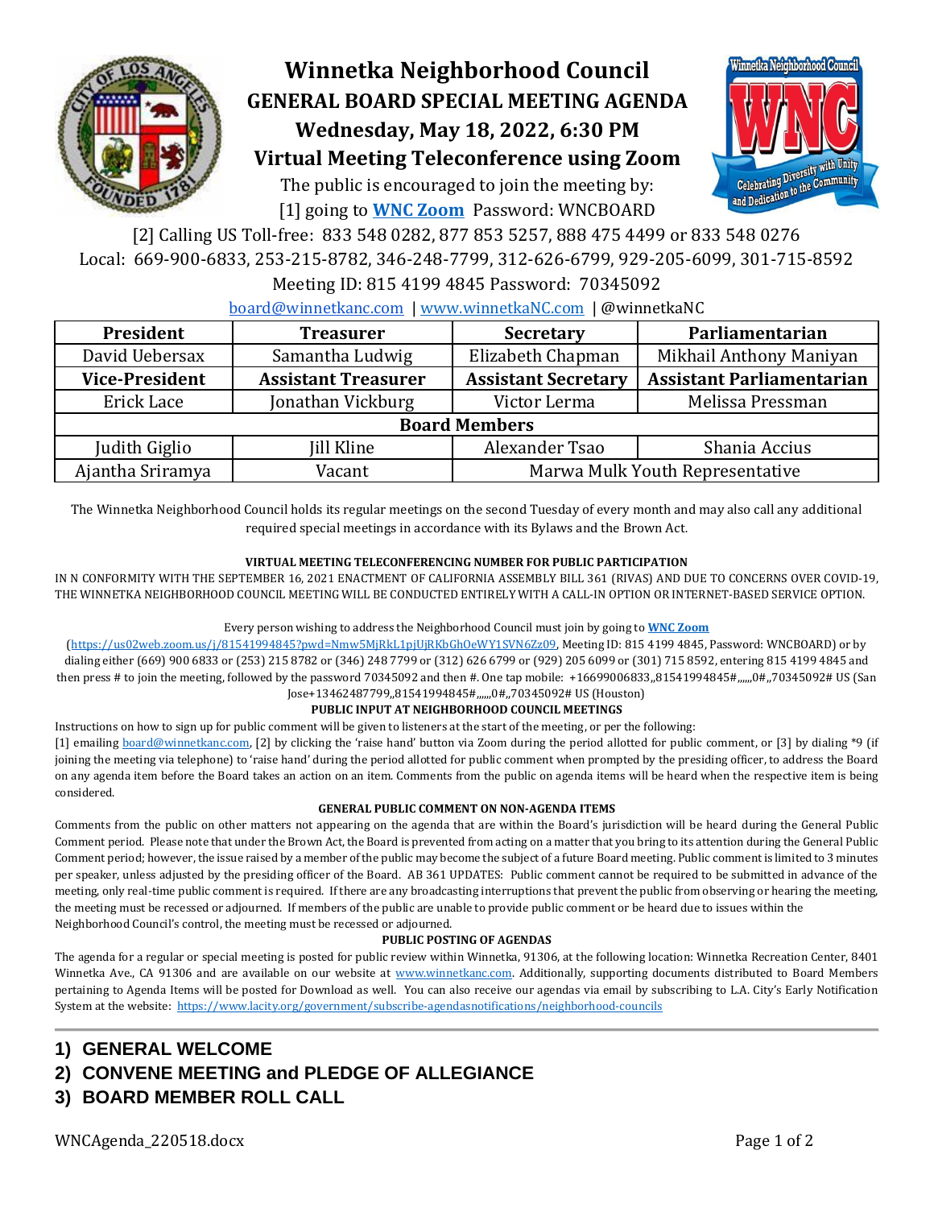# Winnetka Neighborhood Council

## GENERAL BOARD SPECIAL MEETING AGENDA

## Wednesday, May 18, 2022, 6:30 PM

## Virtual Meeting Teleconference using Zoom

The public is encouraged to join the meeting by:

[1] going to **WNC Zoom** Password: WNCBOARD

[2] Calling US Toll-free: 833 548 0282, 877 853 5257, 888 475 4499 or 833 548 0276

Local: 669-900-6833, 253-215-8782, 346-248-7799, 312-626-6799, 929-205-6099, 301-715-8592

Meeting ID: 815 4199 4845 Password: 70345092

board@winnetkanc.com | www.winnetkaNC.com | @winnetkaNC

| President | Treasurer | Secretary | Parliamentarian |
|---|---|---|---|
| David Uebersax | Samantha Ludwig | Elizabeth Chapman | Mikhail Anthony Maniyan |
| **Vice-President** | **Assistant Treasurer** | **Assistant Secretary** | **Assistant Parliamentarian** |
| Erick Lace | Jonathan Vickburg | Victor Lerma | Melissa Pressman |
| **Board Members** | | | |
| Judith Giglio | Jill Kline | Alexander Tsao | Shania Accius |
| Ajantha Sriramya | Vacant | Marwa Mulk Youth Representative | |

The Winnetka Neighborhood Council holds its regular meetings on the second Tuesday of every month and may also call any additional required special meetings in accordance with its Bylaws and the Brown Act.

**VIRTUAL MEETING TELECONFERENCING NUMBER FOR PUBLIC PARTICIPATION**

IN N CONFORMITY WITH THE SEPTEMBER 16, 2021 ENACTMENT OF CALIFORNIA ASSEMBLY BILL 361 (RIVAS) AND DUE TO CONCERNS OVER COVID-19, THE WINNETKA NEIGHBORHOOD COUNCIL MEETING WILL BE CONDUCTED ENTIRELY WITH A CALL-IN OPTION OR INTERNET-BASED SERVICE OPTION.

Every person wishing to address the Neighborhood Council must join by going to **WNC Zoom** (https://us02web.zoom.us/j/81541994845?pwd=Nmw5MjRkL1pjUjRKbGhOeWY1SVN6Zz09, Meeting ID: 815 4199 4845, Password: WNCBOARD) or by dialing either (669) 900 6833 or (253) 215 8782 or (346) 248 7799 or (312) 626 6799 or (929) 205 6099 or (301) 715 8592, entering 815 4199 4845 and then press # to join the meeting, followed by the password 70345092 and then #. One tap mobile: +16699006833,,81541994845#,,,,,,0#,,70345092# US (San Jose+13462487799,,81541994845#,,,,,,0#,,70345092# US (Houston)

**PUBLIC INPUT AT NEIGHBORHOOD COUNCIL MEETINGS**

Instructions on how to sign up for public comment will be given to listeners at the start of the meeting, or per the following:
[1] emailing board@winnetkanc.com, [2] by clicking the 'raise hand' button via Zoom during the period allotted for public comment, or [3] by dialing *9 (if joining the meeting via telephone) to 'raise hand' during the period allotted for public comment when prompted by the presiding officer, to address the Board on any agenda item before the Board takes an action on an item. Comments from the public on agenda items will be heard when the respective item is being considered.

**GENERAL PUBLIC COMMENT ON NON-AGENDA ITEMS**

Comments from the public on other matters not appearing on the agenda that are within the Board's jurisdiction will be heard during the General Public Comment period. Please note that under the Brown Act, the Board is prevented from acting on a matter that you bring to its attention during the General Public Comment period; however, the issue raised by a member of the public may become the subject of a future Board meeting. Public comment is limited to 3 minutes per speaker, unless adjusted by the presiding officer of the Board. AB 361 UPDATES: Public comment cannot be required to be submitted in advance of the meeting, only real-time public comment is required. If there are any broadcasting interruptions that prevent the public from observing or hearing the meeting, the meeting must be recessed or adjourned. If members of the public are unable to provide public comment or be heard due to issues within the Neighborhood Council's control, the meeting must be recessed or adjourned.

**PUBLIC POSTING OF AGENDAS**

The agenda for a regular or special meeting is posted for public review within Winnetka, 91306, at the following location: Winnetka Recreation Center, 8401 Winnetka Ave., CA 91306 and are available on our website at www.winnetkanc.com. Additionally, supporting documents distributed to Board Members pertaining to Agenda Items will be posted for Download as well. You can also receive our agendas via email by subscribing to L.A. City's Early Notification System at the website: https://www.lacity.org/government/subscribe-agendasnotifications/neighborhood-councils

---

## 1) GENERAL WELCOME

## 2) CONVENE MEETING and PLEDGE OF ALLEGIANCE

## 3) BOARD MEMBER ROLL CALL

WNCAgenda_220518.docx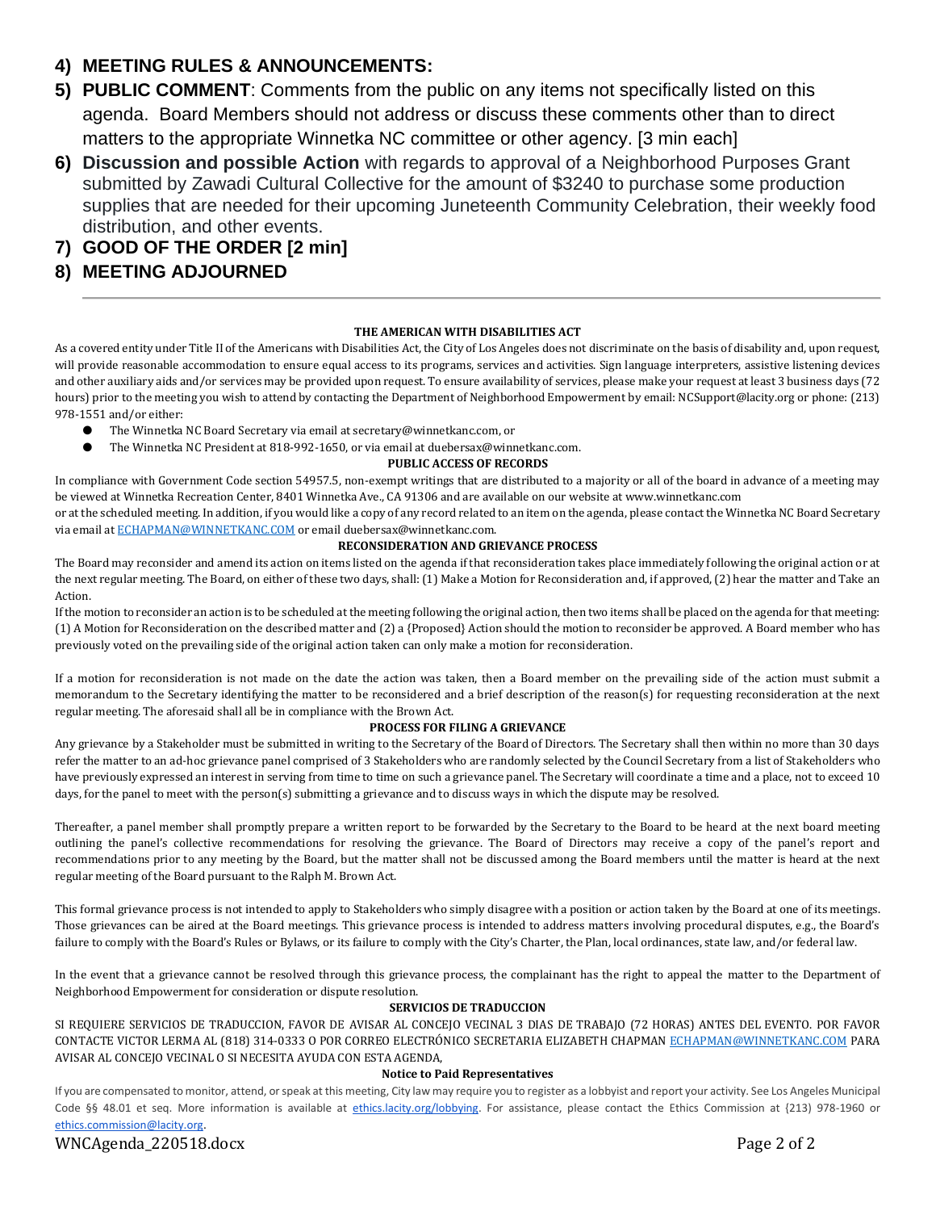4) **MEETING RULES & ANNOUNCEMENTS:**

5) **PUBLIC COMMENT**: Comments from the public on any items not specifically listed on this agenda. Board Members should not address or discuss these comments other than to direct matters to the appropriate Winnetka NC committee or other agency. [3 min each]

6) **Discussion and possible Action** with regards to approval of a Neighborhood Purposes Grant submitted by Zawadi Cultural Collective for the amount of $3240 to purchase some production supplies that are needed for their upcoming Juneteenth Community Celebration, their weekly food distribution, and other events.

7) **GOOD OF THE ORDER [2 min]**

8) **MEETING ADJOURNED**

---

**THE AMERICAN WITH DISABILITIES ACT**

As a covered entity under Title II of the Americans with Disabilities Act, the City of Los Angeles does not discriminate on the basis of disability and, upon request, will provide reasonable accommodation to ensure equal access to its programs, services and activities. Sign language interpreters, assistive listening devices and other auxiliary aids and/or services may be provided upon request. To ensure availability of services, please make your request at least 3 business days (72 hours) prior to the meeting you wish to attend by contacting the Department of Neighborhood Empowerment by email: NCSupport@lacity.org or phone: (213) 978-1551 and/or either:

- The Winnetka NC Board Secretary via email at secretary@winnetkanc.com, or
- The Winnetka NC President at 818-992-1650, or via email at duebersax@winnetkanc.com.

**PUBLIC ACCESS OF RECORDS**

In compliance with Government Code section 54957.5, non-exempt writings that are distributed to a majority or all of the board in advance of a meeting may be viewed at Winnetka Recreation Center, 8401 Winnetka Ave., CA 91306 and are available on our website at www.winnetkanc.com or at the scheduled meeting. In addition, if you would like a copy of any record related to an item on the agenda, please contact the Winnetka NC Board Secretary via email at ECHAPMAN@WINNETKANC.COM or email duebersax@winnetkanc.com.

**RECONSIDERATION AND GRIEVANCE PROCESS**

The Board may reconsider and amend its action on items listed on the agenda if that reconsideration takes place immediately following the original action or at the next regular meeting. The Board, on either of these two days, shall: (1) Make a Motion for Reconsideration and, if approved, (2) hear the matter and Take an Action.

If the motion to reconsider an action is to be scheduled at the meeting following the original action, then two items shall be placed on the agenda for that meeting: (1) A Motion for Reconsideration on the described matter and (2) a {Proposed} Action should the motion to reconsider be approved. A Board member who has previously voted on the prevailing side of the original action taken can only make a motion for reconsideration.

If a motion for reconsideration is not made on the date the action was taken, then a Board member on the prevailing side of the action must submit a memorandum to the Secretary identifying the matter to be reconsidered and a brief description of the reason(s) for requesting reconsideration at the next regular meeting. The aforesaid shall all be in compliance with the Brown Act.

**PROCESS FOR FILING A GRIEVANCE**

Any grievance by a Stakeholder must be submitted in writing to the Secretary of the Board of Directors. The Secretary shall then within no more than 30 days refer the matter to an ad-hoc grievance panel comprised of 3 Stakeholders who are randomly selected by the Council Secretary from a list of Stakeholders who have previously expressed an interest in serving from time to time on such a grievance panel. The Secretary will coordinate a time and a place, not to exceed 10 days, for the panel to meet with the person(s) submitting a grievance and to discuss ways in which the dispute may be resolved.

Thereafter, a panel member shall promptly prepare a written report to be forwarded by the Secretary to the Board to be heard at the next board meeting outlining the panel's collective recommendations for resolving the grievance. The Board of Directors may receive a copy of the panel's report and recommendations prior to any meeting by the Board, but the matter shall not be discussed among the Board members until the matter is heard at the next regular meeting of the Board pursuant to the Ralph M. Brown Act.

This formal grievance process is not intended to apply to Stakeholders who simply disagree with a position or action taken by the Board at one of its meetings. Those grievances can be aired at the Board meetings. This grievance process is intended to address matters involving procedural disputes, e.g., the Board's failure to comply with the Board's Rules or Bylaws, or its failure to comply with the City's Charter, the Plan, local ordinances, state law, and/or federal law.

In the event that a grievance cannot be resolved through this grievance process, the complainant has the right to appeal the matter to the Department of Neighborhood Empowerment for consideration or dispute resolution.

**SERVICIOS DE TRADUCCION**

SI REQUIERE SERVICIOS DE TRADUCCION, FAVOR DE AVISAR AL CONCEJO VECINAL 3 DIAS DE TRABAJO (72 HORAS) ANTES DEL EVENTO. POR FAVOR CONTACTE VICTOR LERMA AL (818) 314-0333 O POR CORREO ELECTRÓNICO SECRETARIA ELIZABETH CHAPMAN ECHAPMAN@WINNETKANC.COM PARA AVISAR AL CONCEJO VECINAL O SI NECESITA AYUDA CON ESTA AGENDA,

**Notice to Paid Representatives**

If you are compensated to monitor, attend, or speak at this meeting, City law may require you to register as a lobbyist and report your activity. See Los Angeles Municipal Code §§ 48.01 et seq. More information is available at ethics.lacity.org/lobbying. For assistance, please contact the Ethics Commission at (213) 978-1960 or ethics.commission@lacity.org.

WNCAgenda_220518.docx